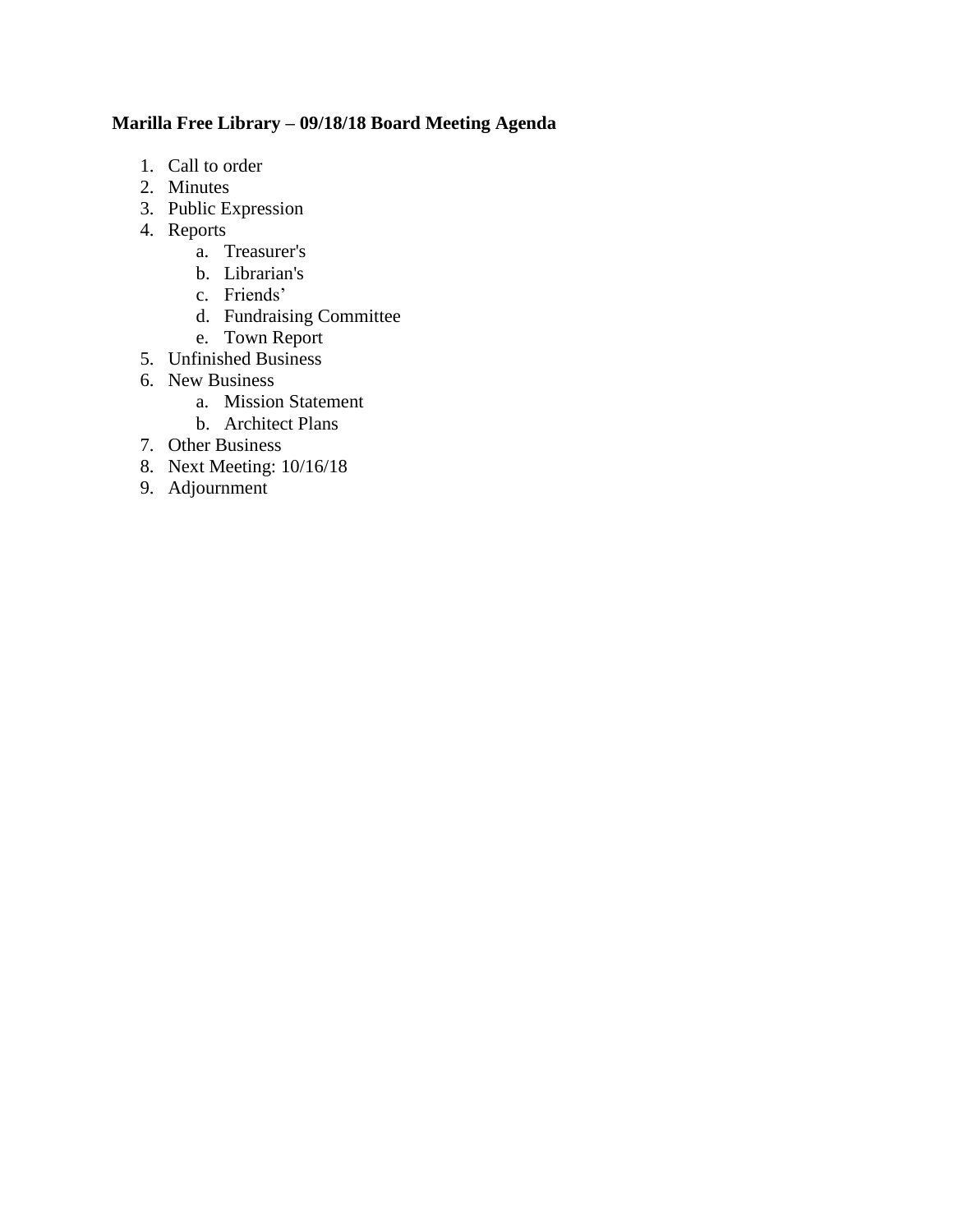**Marilla Free Library – 09/18/18 Board Meeting Agenda**

1. Call to order
2. Minutes
3. Public Expression
4. Reports
    a. Treasurer's
    b. Librarian's
    c. Friends’
    d. Fundraising Committee
    e. Town Report
5. Unfinished Business
6. New Business
    a. Mission Statement
    b. Architect Plans
7. Other Business
8. Next Meeting: 10/16/18
9. Adjournment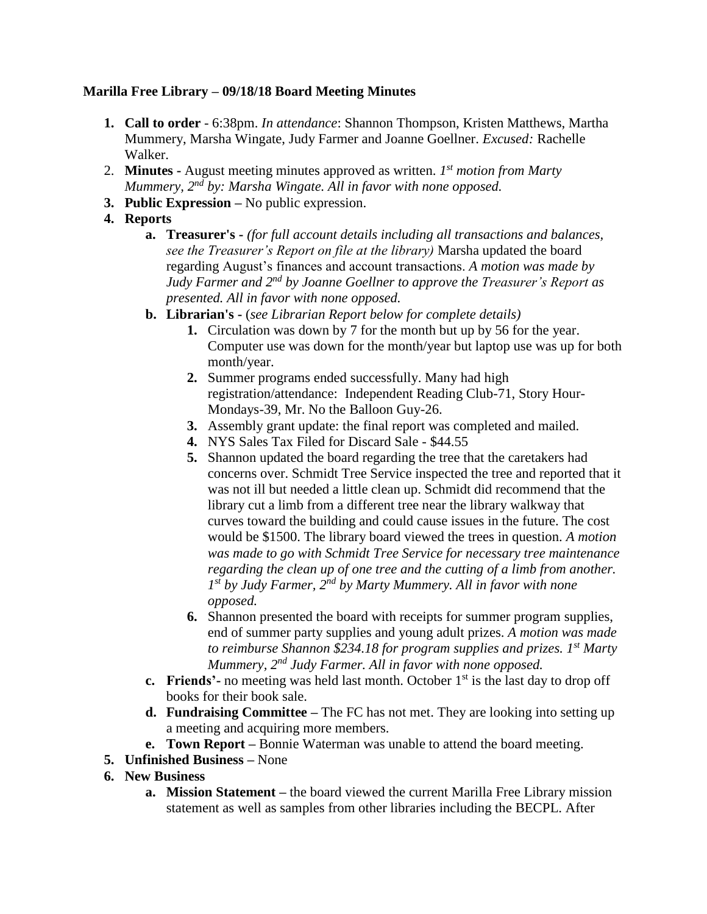**Marilla Free Library – 09/18/18 Board Meeting Minutes**

1. **Call to order** - 6:38pm. *In attendance*: Shannon Thompson, Kristen Matthews, Martha Mummery, Marsha Wingate, Judy Farmer and Joanne Goellner. *Excused:* Rachelle Walker.
2. **Minutes -** August meeting minutes approved as written. *1st motion from Marty Mummery, 2nd by: Marsha Wingate. All in favor with none opposed.*
3. **Public Expression –** No public expression.
4. **Reports**
    a. **Treasurer's -** *(for full account details including all transactions and balances, see the Treasurer's Report on file at the library)* Marsha updated the board regarding August's finances and account transactions. *A motion was made by Judy Farmer and 2nd by Joanne Goellner to approve the Treasurer's Report as presented. All in favor with none opposed.*
    b. **Librarian's -** (*see Librarian Report below for complete details)*
        1. Circulation was down by 7 for the month but up by 56 for the year. Computer use was down for the month/year but laptop use was up for both month/year.
        2. Summer programs ended successfully. Many had high registration/attendance: Independent Reading Club-71, Story Hour-Mondays-39, Mr. No the Balloon Guy-26.
        3. Assembly grant update: the final report was completed and mailed.
        4. NYS Sales Tax Filed for Discard Sale - $44.55
        5. Shannon updated the board regarding the tree that the caretakers had concerns over. Schmidt Tree Service inspected the tree and reported that it was not ill but needed a little clean up. Schmidt did recommend that the library cut a limb from a different tree near the library walkway that curves toward the building and could cause issues in the future. The cost would be $1500. The library board viewed the trees in question. *A motion was made to go with Schmidt Tree Service for necessary tree maintenance regarding the clean up of one tree and the cutting of a limb from another. 1st by Judy Farmer, 2nd by Marty Mummery. All in favor with none opposed.*
        6. Shannon presented the board with receipts for summer program supplies, end of summer party supplies and young adult prizes. *A motion was made to reimburse Shannon $234.18 for program supplies and prizes. 1st Marty Mummery, 2nd Judy Farmer. All in favor with none opposed.*
    c. **Friends'-** no meeting was held last month. October 1st is the last day to drop off books for their book sale.
    d. **Fundraising Committee –** The FC has not met. They are looking into setting up a meeting and acquiring more members.
    e. **Town Report –** Bonnie Waterman was unable to attend the board meeting.
5. **Unfinished Business –** None
6. **New Business**
    a. **Mission Statement –** the board viewed the current Marilla Free Library mission statement as well as samples from other libraries including the BECPL. After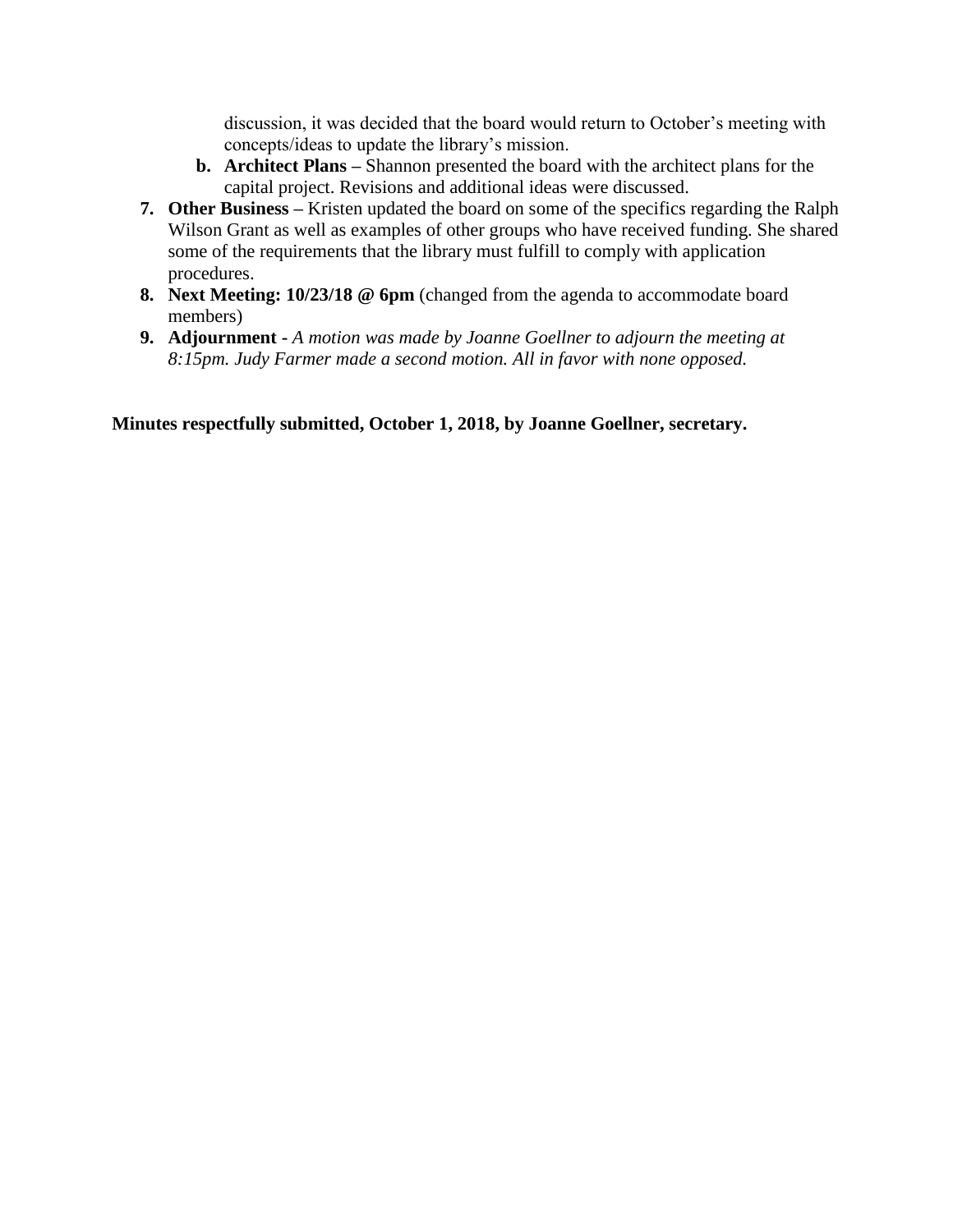discussion, it was decided that the board would return to October's meeting with concepts/ideas to update the library's mission.

   b. **Architect Plans –** Shannon presented the board with the architect plans for the capital project. Revisions and additional ideas were discussed.

7. **Other Business –** Kristen updated the board on some of the specifics regarding the Ralph Wilson Grant as well as examples of other groups who have received funding. She shared some of the requirements that the library must fulfill to comply with application procedures.
8. **Next Meeting: 10/23/18 @ 6pm** (changed from the agenda to accommodate board members)
9. **Adjournment -** *A motion was made by Joanne Goellner to adjourn the meeting at 8:15pm. Judy Farmer made a second motion. All in favor with none opposed.*

**Minutes respectfully submitted, October 1, 2018, by Joanne Goellner, secretary.**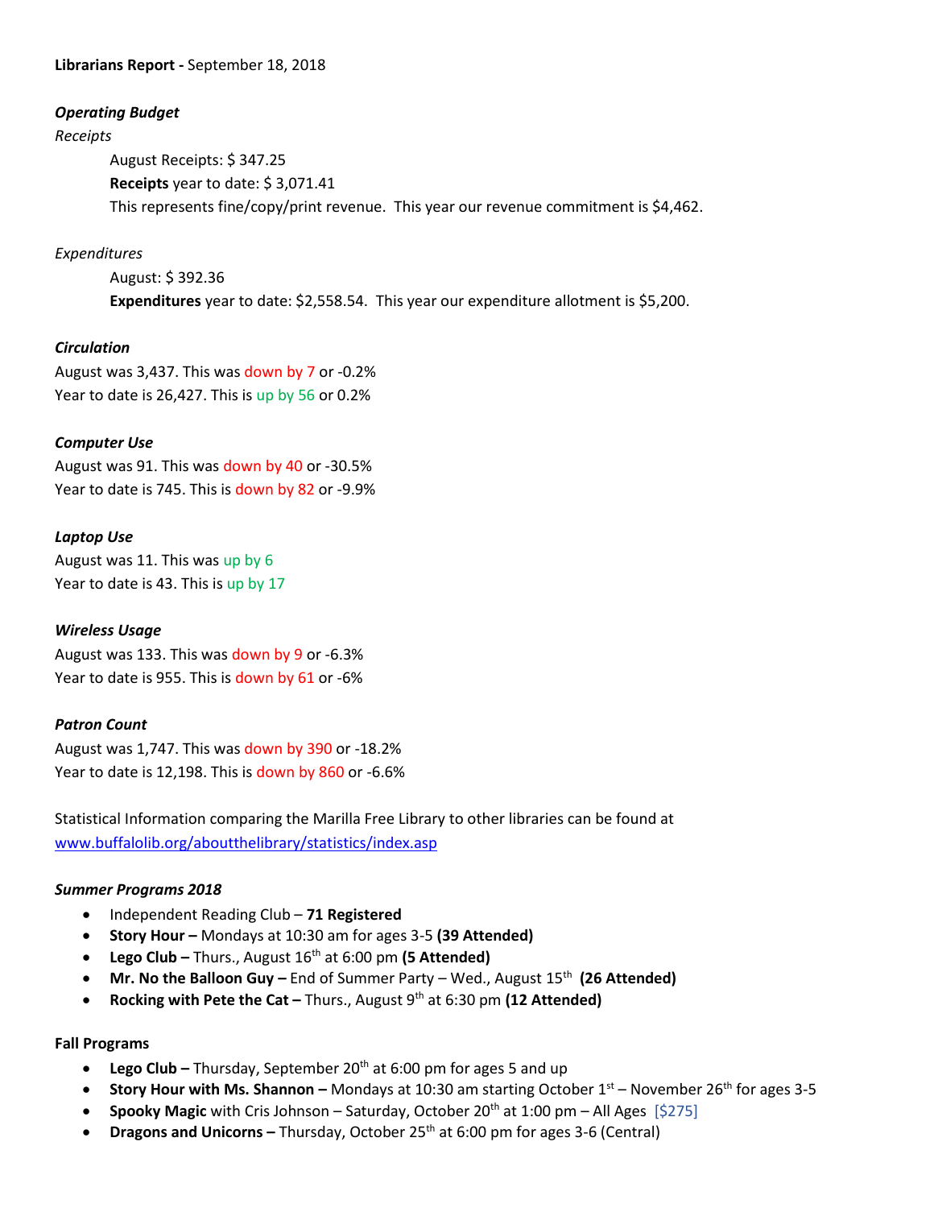**Librarians Report -** September 18, 2018

***Operating Budget***

*Receipts*

August Receipts: $ 347.25

**Receipts** year to date: $ 3,071.41

This represents fine/copy/print revenue. This year our revenue commitment is $4,462.

*Expenditures*

August: $ 392.36

**Expenditures** year to date: $2,558.54. This year our expenditure allotment is $5,200.

***Circulation***

August was 3,437. This was down by 7 or -0.2%

Year to date is 26,427. This is up by 56 or 0.2%

***Computer Use***

August was 91. This was down by 40 or -30.5%

Year to date is 745. This is down by 82 or -9.9%

***Laptop Use***

August was 11. This was up by 6

Year to date is 43. This is up by 17

***Wireless Usage***

August was 133. This was down by 9 or -6.3%

Year to date is 955. This is down by 61 or -6%

***Patron Count***

August was 1,747. This was down by 390 or -18.2%

Year to date is 12,198. This is down by 860 or -6.6%

Statistical Information comparing the Marilla Free Library to other libraries can be found at [www.buffalolib.org/aboutthelibrary/statistics/index.asp](http://www.buffalolib.org/aboutthelibrary/statistics/index.asp)

***Summer Programs 2018***

- Independent Reading Club – **71 Registered**
- **Story Hour –** Mondays at 10:30 am for ages 3-5 **(39 Attended)**
- **Lego Club –** Thurs., August 16th at 6:00 pm **(5 Attended)**
- **Mr. No the Balloon Guy –** End of Summer Party – Wed., August 15th **(26 Attended)**
- **Rocking with Pete the Cat –** Thurs., August 9th at 6:30 pm **(12 Attended)**

**Fall Programs**

- **Lego Club –** Thursday, September 20th at 6:00 pm for ages 5 and up
- **Story Hour with Ms. Shannon –** Mondays at 10:30 am starting October 1st – November 26th for ages 3-5
- **Spooky Magic** with Cris Johnson – Saturday, October 20th at 1:00 pm – All Ages [$275]
- **Dragons and Unicorns –** Thursday, October 25th at 6:00 pm for ages 3-6 (Central)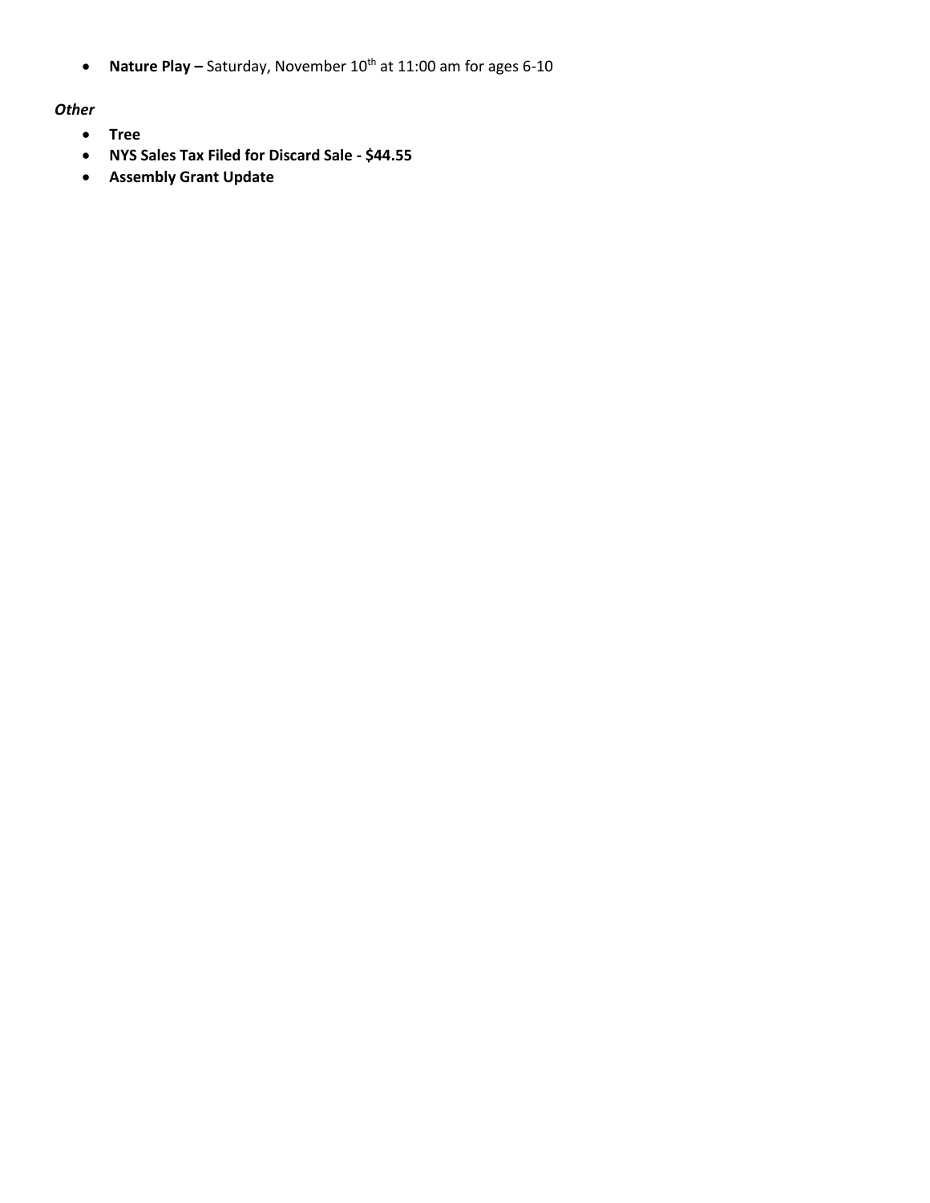- **Nature Play –** Saturday, November 10th at 11:00 am for ages 6-10

***Other***

- **Tree**
- **NYS Sales Tax Filed for Discard Sale - $44.55**
- **Assembly Grant Update**